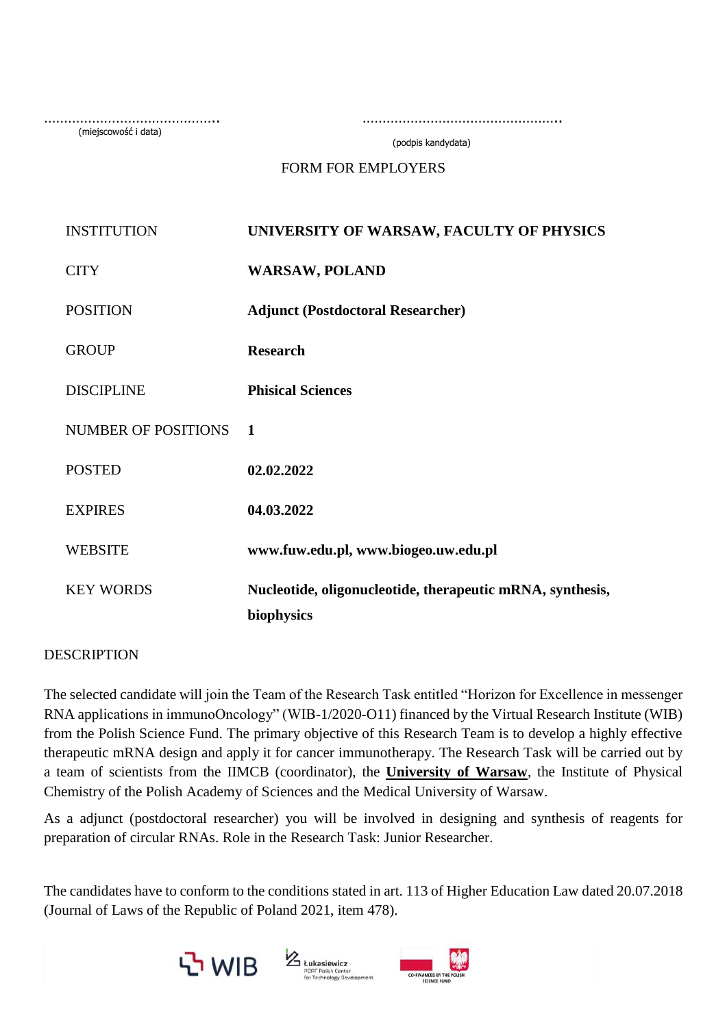……………………………………. 
(miejscowość i data)

…………………………………………. 
(podpis kandydata)

FORM FOR EMPLOYERS

| | |
|---|---|
| INSTITUTION | **UNIVERSITY OF WARSAW, FACULTY OF PHYSICS** |
| CITY | **WARSAW, POLAND** |
| POSITION | **Adjunct (Postdoctoral Researcher)** |
| GROUP | **Research** |
| DISCIPLINE | **Phisical Sciences** |
| NUMBER OF POSITIONS | **1** |
| POSTED | **02.02.2022** |
| EXPIRES | **04.03.2022** |
| WEBSITE | **www.fuw.edu.pl, www.biogeo.uw.edu.pl** |
| KEY WORDS | **Nucleotide, oligonucleotide, therapeutic mRNA, synthesis, biophysics** |

DESCRIPTION

The selected candidate will join the Team of the Research Task entitled "Horizon for Excellence in messenger RNA applications in immunoOncology" (WIB-1/2020-O11) financed by the Virtual Research Institute (WIB) from the Polish Science Fund. The primary objective of this Research Team is to develop a highly effective therapeutic mRNA design and apply it for cancer immunotherapy. The Research Task will be carried out by a team of scientists from the IIMCB (coordinator), the **University of Warsaw**, the Institute of Physical Chemistry of the Polish Academy of Sciences and the Medical University of Warsaw.

As a adjunct (postdoctoral researcher) you will be involved in designing and synthesis of reagents for preparation of circular RNAs. Role in the Research Task: Junior Researcher.

The candidates have to conform to the conditions stated in art. 113 of Higher Education Law dated 20.07.2018 (Journal of Laws of the Republic of Poland 2021, item 478).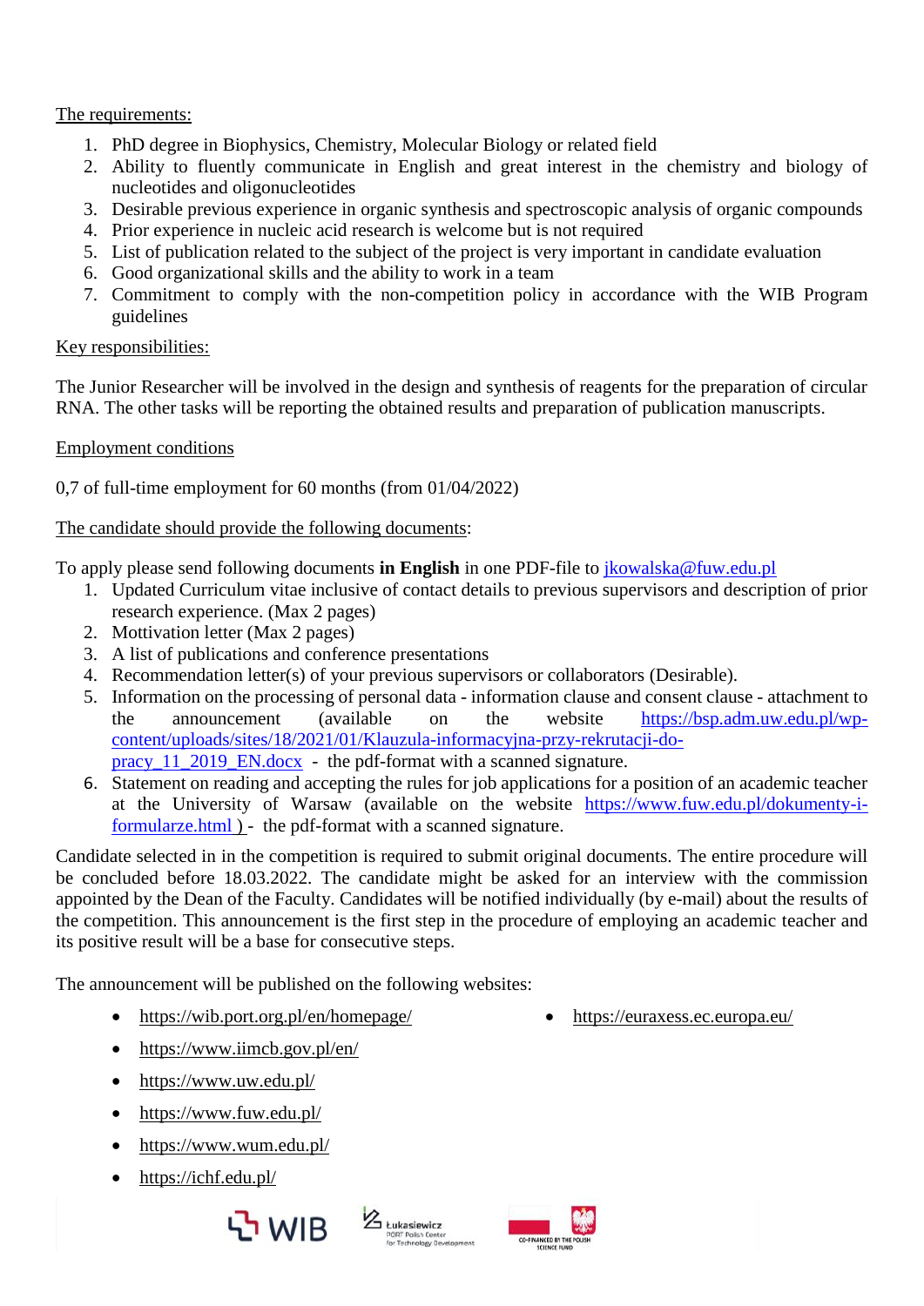The requirements:

1. PhD degree in Biophysics, Chemistry, Molecular Biology or related field
2. Ability to fluently communicate in English and great interest in the chemistry and biology of nucleotides and oligonucleotides
3. Desirable previous experience in organic synthesis and spectroscopic analysis of organic compounds
4. Prior experience in nucleic acid research is welcome but is not required
5. List of publication related to the subject of the project is very important in candidate evaluation
6. Good organizational skills and the ability to work in a team
7. Commitment to comply with the non-competition policy in accordance with the WIB Program guidelines

Key responsibilities:

The Junior Researcher will be involved in the design and synthesis of reagents for the preparation of circular RNA. The other tasks will be reporting the obtained results and preparation of publication manuscripts.

Employment conditions

0,7 of full-time employment for 60 months (from 01/04/2022)

The candidate should provide the following documents:

To apply please send following documents **in English** in one PDF-file to jkowalska@fuw.edu.pl

1. Updated Curriculum vitae inclusive of contact details to previous supervisors and description of prior research experience. (Max 2 pages)
2. Mottivation letter (Max 2 pages)
3. A list of publications and conference presentations
4. Recommendation letter(s) of your previous supervisors or collaborators (Desirable).
5. Information on the processing of personal data - information clause and consent clause - attachment to the announcement (available on the website https://bsp.adm.uw.edu.pl/wp-content/uploads/sites/18/2021/01/Klauzula-informacyjna-przy-rekrutacji-do-pracy_11_2019_EN.docx - the pdf-format with a scanned signature.
6. Statement on reading and accepting the rules for job applications for a position of an academic teacher at the University of Warsaw (available on the website https://www.fuw.edu.pl/dokumenty-i-formularze.html ) - the pdf-format with a scanned signature.

Candidate selected in in the competition is required to submit original documents. The entire procedure will be concluded before 18.03.2022. The candidate might be asked for an interview with the commission appointed by the Dean of the Faculty. Candidates will be notified individually (by e-mail) about the results of the competition. This announcement is the first step in the procedure of employing an academic teacher and its positive result will be a base for consecutive steps.

The announcement will be published on the following websites:

- https://wib.port.org.pl/en/homepage/
- https://euraxess.ec.europa.eu/
- https://www.iimcb.gov.pl/en/
- https://www.uw.edu.pl/
- https://www.fuw.edu.pl/
- https://www.wum.edu.pl/
- https://ichf.edu.pl/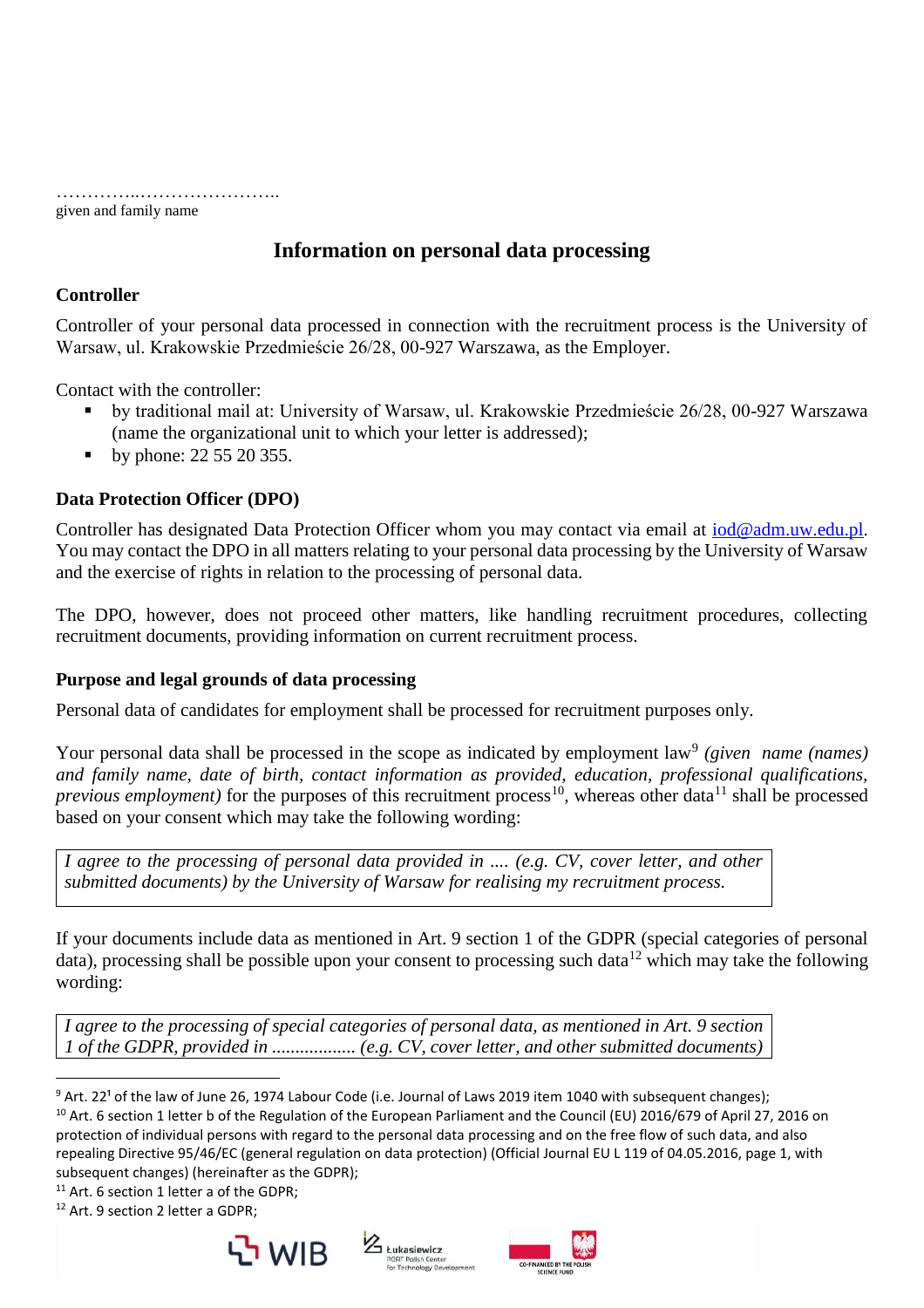…………..…………………..
given and family name

# Information on personal data processing

## Controller

Controller of your personal data processed in connection with the recruitment process is the University of Warsaw, ul. Krakowskie Przedmieście 26/28, 00-927 Warszawa, as the Employer.

Contact with the controller:

- by traditional mail at: University of Warsaw, ul. Krakowskie Przedmieście 26/28, 00-927 Warszawa (name the organizational unit to which your letter is addressed);
- by phone: 22 55 20 355.

## Data Protection Officer (DPO)

Controller has designated Data Protection Officer whom you may contact via email at iod@adm.uw.edu.pl. You may contact the DPO in all matters relating to your personal data processing by the University of Warsaw and the exercise of rights in relation to the processing of personal data.

The DPO, however, does not proceed other matters, like handling recruitment procedures, collecting recruitment documents, providing information on current recruitment process.

## Purpose and legal grounds of data processing

Personal data of candidates for employment shall be processed for recruitment purposes only.

Your personal data shall be processed in the scope as indicated by employment law[9] *(given name (names) and family name, date of birth, contact information as provided, education, professional qualifications, previous employment)* for the purposes of this recruitment process[10], whereas other data[11] shall be processed based on your consent which may take the following wording:

> *I agree to the processing of personal data provided in .... (e.g. CV, cover letter, and other submitted documents) by the University of Warsaw for realising my recruitment process.*

If your documents include data as mentioned in Art. 9 section 1 of the GDPR (special categories of personal data), processing shall be possible upon your consent to processing such data[12] which may take the following wording:

> *I agree to the processing of special categories of personal data, as mentioned in Art. 9 section 1 of the GDPR, provided in .................. (e.g. CV, cover letter, and other submitted documents)*

---

[9] Art. 22¹ of the law of June 26, 1974 Labour Code (i.e. Journal of Laws 2019 item 1040 with subsequent changes);

[10] Art. 6 section 1 letter b of the Regulation of the European Parliament and the Council (EU) 2016/679 of April 27, 2016 on protection of individual persons with regard to the personal data processing and on the free flow of such data, and also repealing Directive 95/46/EC (general regulation on data protection) (Official Journal EU L 119 of 04.05.2016, page 1, with subsequent changes) (hereinafter as the GDPR);

[11] Art. 6 section 1 letter a of the GDPR;

[12] Art. 9 section 2 letter a GDPR;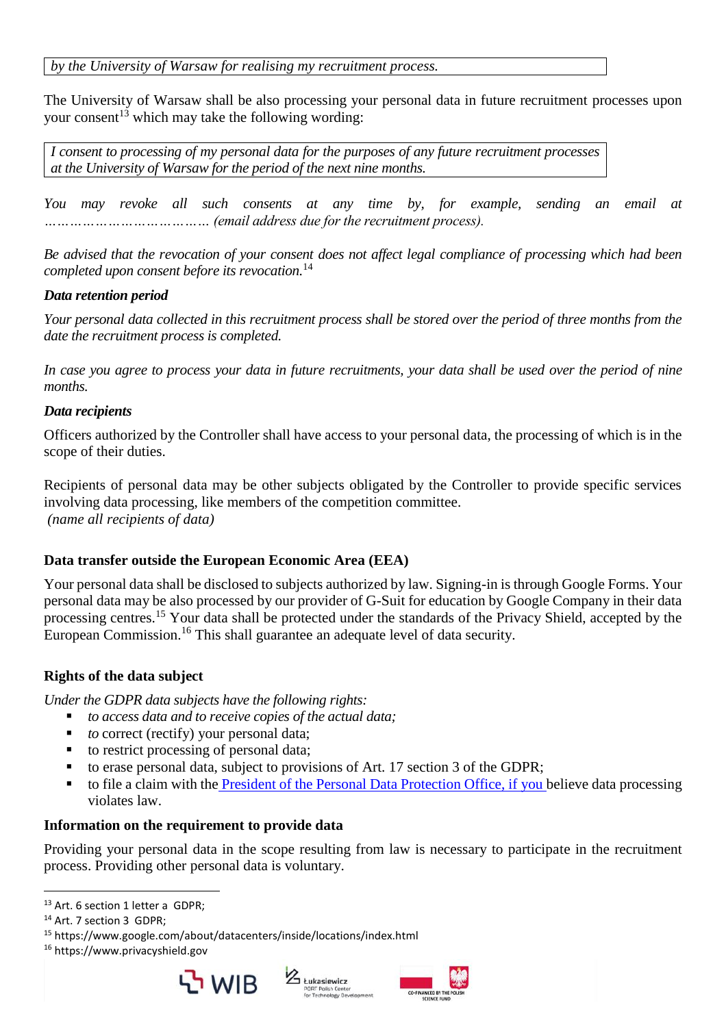> *by the University of Warsaw for realising my recruitment process.*

The University of Warsaw shall be also processing your personal data in future recruitment processes upon your consent[13] which may take the following wording:

> *I consent to processing of my personal data for the purposes of any future recruitment processes at the University of Warsaw for the period of the next nine months.*

*You may revoke all such consents at any time by, for example, sending an email at ……………………………… (email address due for the recruitment process).*

*Be advised that the revocation of your consent does not affect legal compliance of processing which had been completed upon consent before its revocation.*[14]

***Data retention period***

*Your personal data collected in this recruitment process shall be stored over the period of three months from the date the recruitment process is completed.*

*In case you agree to process your data in future recruitments, your data shall be used over the period of nine months.*

***Data recipients***

Officers authorized by the Controller shall have access to your personal data, the processing of which is in the scope of their duties.

Recipients of personal data may be other subjects obligated by the Controller to provide specific services involving data processing, like members of the competition committee.
*(name all recipients of data)*

**Data transfer outside the European Economic Area (EEA)**

Your personal data shall be disclosed to subjects authorized by law. Signing-in is through Google Forms. Your personal data may be also processed by our provider of G-Suit for education by Google Company in their data processing centres.[15] Your data shall be protected under the standards of the Privacy Shield, accepted by the European Commission.[16] This shall guarantee an adequate level of data security.

**Rights of the data subject**

*Under the GDPR data subjects have the following rights:*

- *to access data and to receive copies of the actual data;*
- *to* correct (rectify) your personal data;
- to restrict processing of personal data;
- to erase personal data, subject to provisions of Art. 17 section 3 of the GDPR;
- to file a claim with the President of the Personal Data Protection Office, if you believe data processing violates law.

**Information on the requirement to provide data**

Providing your personal data in the scope resulting from law is necessary to participate in the recruitment process. Providing other personal data is voluntary.

---

[13] Art. 6 section 1 letter a GDPR;
[14] Art. 7 section 3 GDPR;
[15] https://www.google.com/about/datacenters/inside/locations/index.html
[16] https://www.privacyshield.gov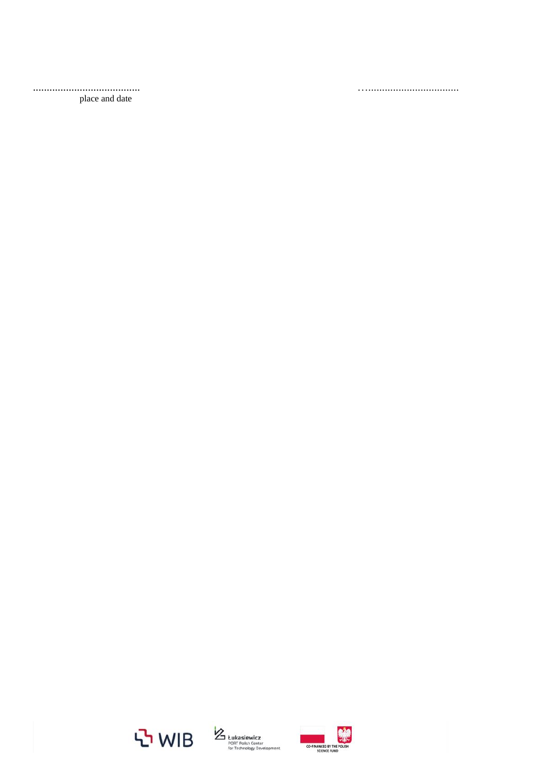......................................

place and date

……………………………..